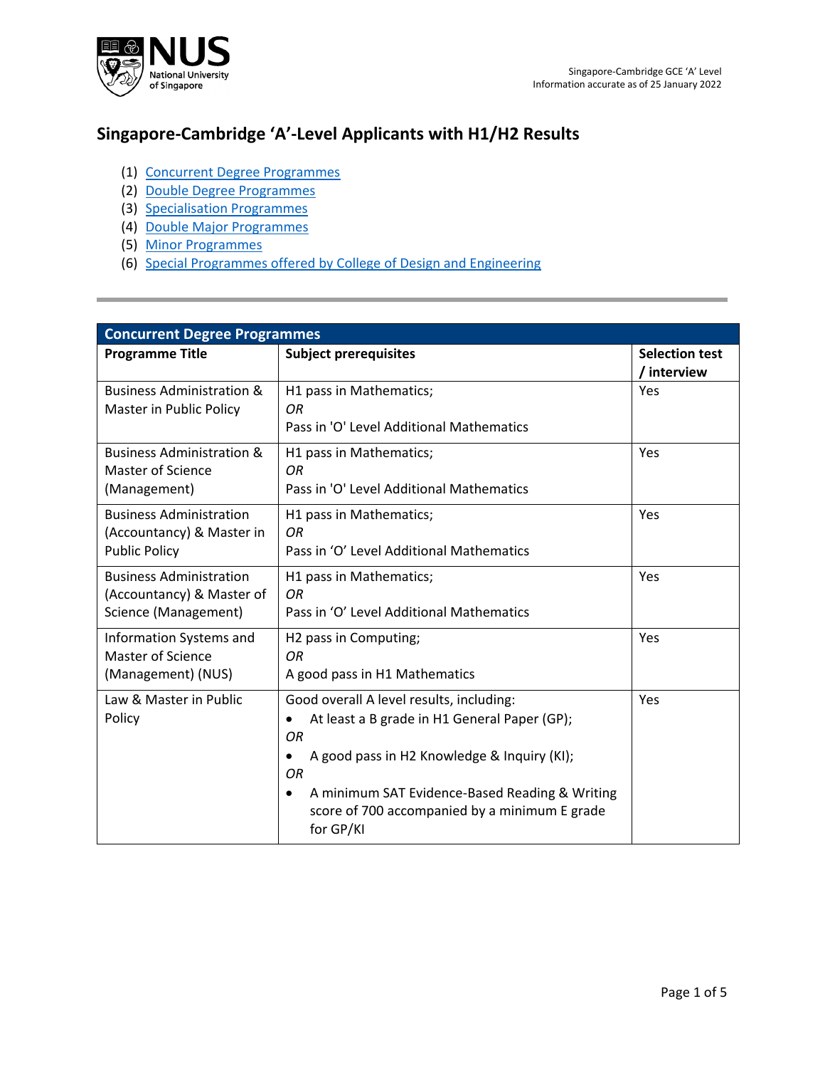# Singapore-Cambridge 'A'-Level Applicants with H1/H2 Results

(1) Concurrent Degree Programmes
(2) Double Degree Programmes
(3) Specialisation Programmes
(4) Double Major Programmes
(5) Minor Programmes
(6) Special Programmes offered by College of Design and Engineering

---

| Concurrent Degree Programmes | | |
|---|---|---|
| **Programme Title** | **Subject prerequisites** | **Selection test / interview** |
| Business Administration & Master in Public Policy | H1 pass in Mathematics; *OR* Pass in 'O' Level Additional Mathematics | Yes |
| Business Administration & Master of Science (Management) | H1 pass in Mathematics; *OR* Pass in 'O' Level Additional Mathematics | Yes |
| Business Administration (Accountancy) & Master in Public Policy | H1 pass in Mathematics; *OR* Pass in 'O' Level Additional Mathematics | Yes |
| Business Administration (Accountancy) & Master of Science (Management) | H1 pass in Mathematics; *OR* Pass in 'O' Level Additional Mathematics | Yes |
| Information Systems and Master of Science (Management) (NUS) | H2 pass in Computing; *OR* A good pass in H1 Mathematics | Yes |
| Law & Master in Public Policy | Good overall A level results, including: • At least a B grade in H1 General Paper (GP); *OR* • A good pass in H2 Knowledge & Inquiry (KI); *OR* • A minimum SAT Evidence-Based Reading & Writing score of 700 accompanied by a minimum E grade for GP/KI | Yes |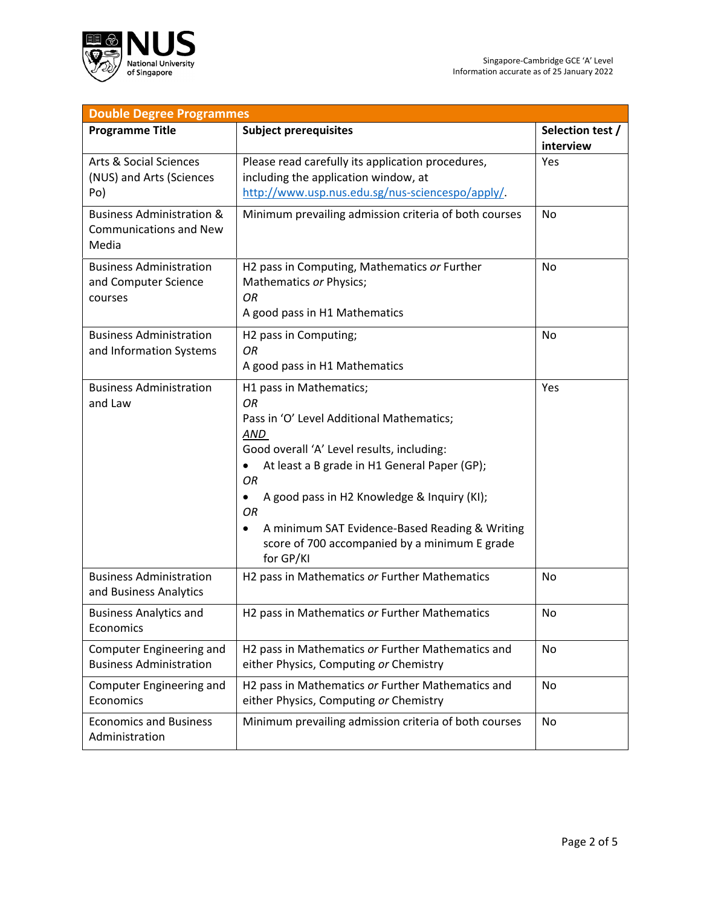| Double Degree Programmes | | |
|---|---|---|
| **Programme Title** | **Subject prerequisites** | **Selection test / interview** |
| Arts & Social Sciences (NUS) and Arts (Sciences Po) | Please read carefully its application procedures, including the application window, at http://www.usp.nus.edu.sg/nus-sciencespo/apply/. | Yes |
| Business Administration & Communications and New Media | Minimum prevailing admission criteria of both courses | No |
| Business Administration and Computer Science courses | H2 pass in Computing, Mathematics *or* Further Mathematics *or* Physics;<br>*OR*<br>A good pass in H1 Mathematics | No |
| Business Administration and Information Systems | H2 pass in Computing;<br>*OR*<br>A good pass in H1 Mathematics | No |
| Business Administration and Law | H1 pass in Mathematics;<br>*OR*<br>Pass in 'O' Level Additional Mathematics;<br>***AND***<br>Good overall 'A' Level results, including:<br>• At least a B grade in H1 General Paper (GP);<br>*OR*<br>• A good pass in H2 Knowledge & Inquiry (KI);<br>*OR*<br>• A minimum SAT Evidence-Based Reading & Writing score of 700 accompanied by a minimum E grade for GP/KI | Yes |
| Business Administration and Business Analytics | H2 pass in Mathematics *or* Further Mathematics | No |
| Business Analytics and Economics | H2 pass in Mathematics *or* Further Mathematics | No |
| Computer Engineering and Business Administration | H2 pass in Mathematics *or* Further Mathematics and either Physics, Computing *or* Chemistry | No |
| Computer Engineering and Economics | H2 pass in Mathematics *or* Further Mathematics and either Physics, Computing *or* Chemistry | No |
| Economics and Business Administration | Minimum prevailing admission criteria of both courses | No |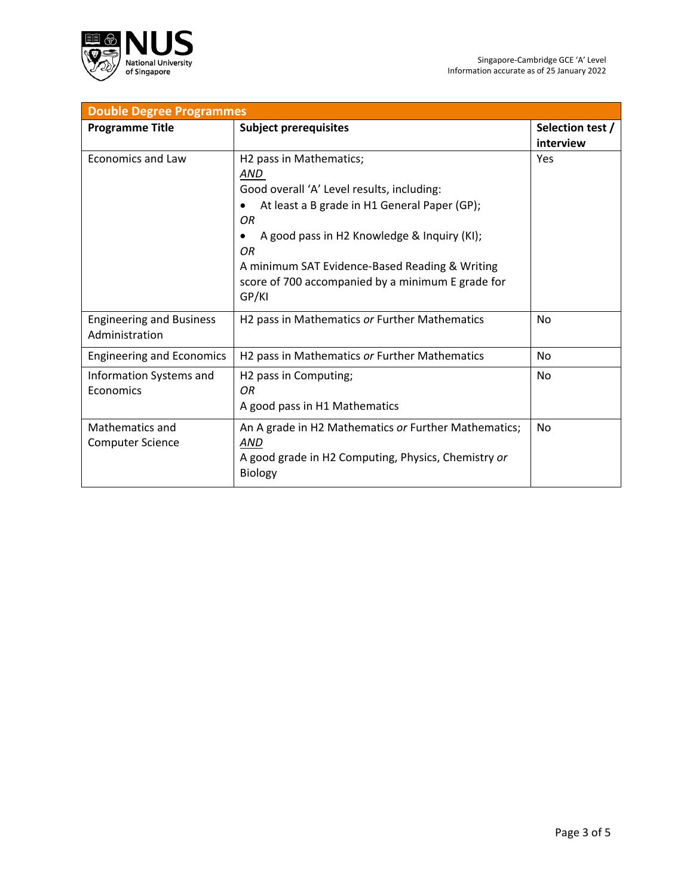| Double Degree Programmes | | |
|---|---|---|
| **Programme Title** | **Subject prerequisites** | **Selection test / interview** |
| Economics and Law | H2 pass in Mathematics;<br>***AND***<br>Good overall 'A' Level results, including:<br>• At least a B grade in H1 General Paper (GP);<br>*OR*<br>• A good pass in H2 Knowledge & Inquiry (KI);<br>*OR*<br>A minimum SAT Evidence-Based Reading & Writing score of 700 accompanied by a minimum E grade for GP/KI | Yes |
| Engineering and Business Administration | H2 pass in Mathematics *or* Further Mathematics | No |
| Engineering and Economics | H2 pass in Mathematics *or* Further Mathematics | No |
| Information Systems and Economics | H2 pass in Computing;<br>*OR*<br>A good pass in H1 Mathematics | No |
| Mathematics and Computer Science | An A grade in H2 Mathematics *or* Further Mathematics;<br>***AND***<br>A good grade in H2 Computing, Physics, Chemistry *or* Biology | No |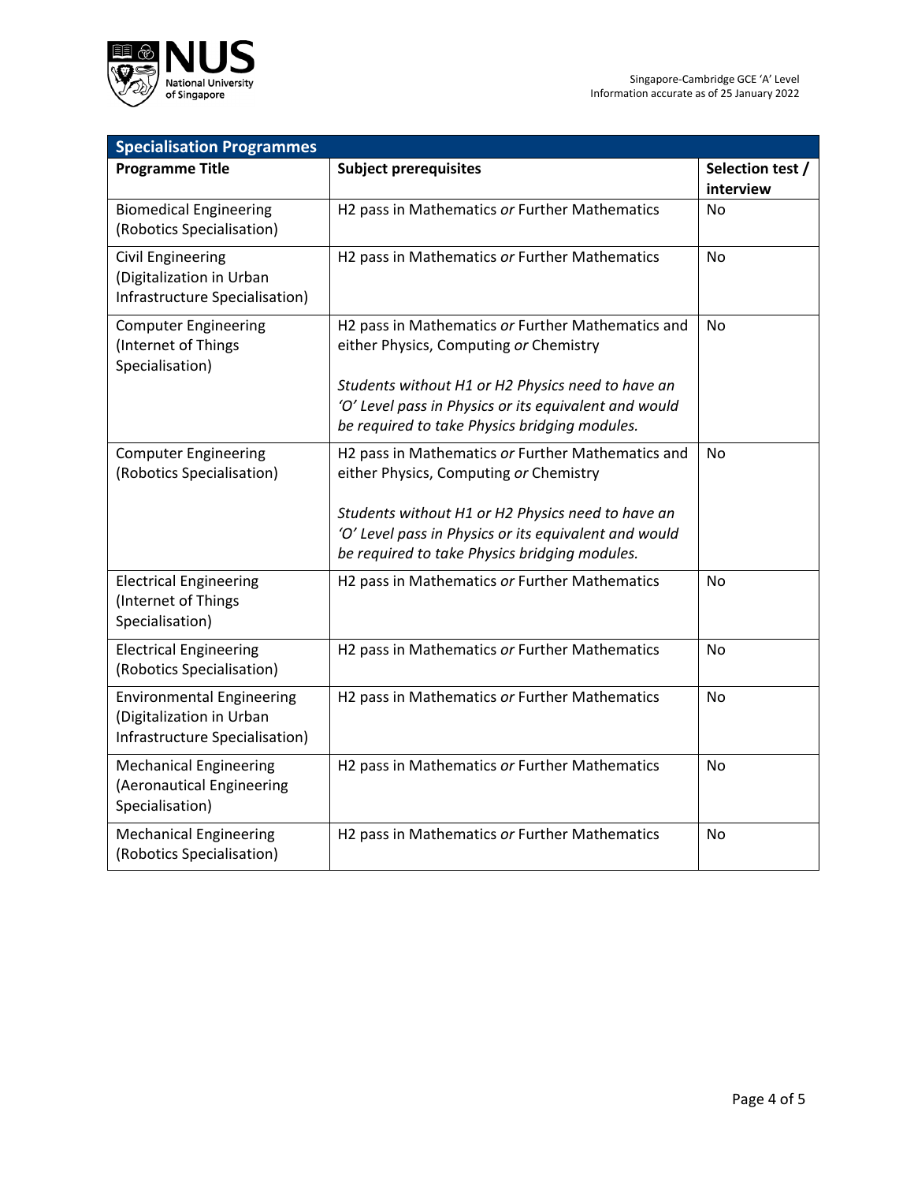| Specialisation Programmes | | |
|---|---|---|
| **Programme Title** | **Subject prerequisites** | **Selection test / interview** |
| Biomedical Engineering (Robotics Specialisation) | H2 pass in Mathematics *or* Further Mathematics | No |
| Civil Engineering (Digitalization in Urban Infrastructure Specialisation) | H2 pass in Mathematics *or* Further Mathematics | No |
| Computer Engineering (Internet of Things Specialisation) | H2 pass in Mathematics *or* Further Mathematics and either Physics, Computing *or* Chemistry<br><br>*Students without H1 or H2 Physics need to have an 'O' Level pass in Physics or its equivalent and would be required to take Physics bridging modules.* | No |
| Computer Engineering (Robotics Specialisation) | H2 pass in Mathematics *or* Further Mathematics and either Physics, Computing *or* Chemistry<br><br>*Students without H1 or H2 Physics need to have an 'O' Level pass in Physics or its equivalent and would be required to take Physics bridging modules.* | No |
| Electrical Engineering (Internet of Things Specialisation) | H2 pass in Mathematics *or* Further Mathematics | No |
| Electrical Engineering (Robotics Specialisation) | H2 pass in Mathematics *or* Further Mathematics | No |
| Environmental Engineering (Digitalization in Urban Infrastructure Specialisation) | H2 pass in Mathematics *or* Further Mathematics | No |
| Mechanical Engineering (Aeronautical Engineering Specialisation) | H2 pass in Mathematics *or* Further Mathematics | No |
| Mechanical Engineering (Robotics Specialisation) | H2 pass in Mathematics *or* Further Mathematics | No |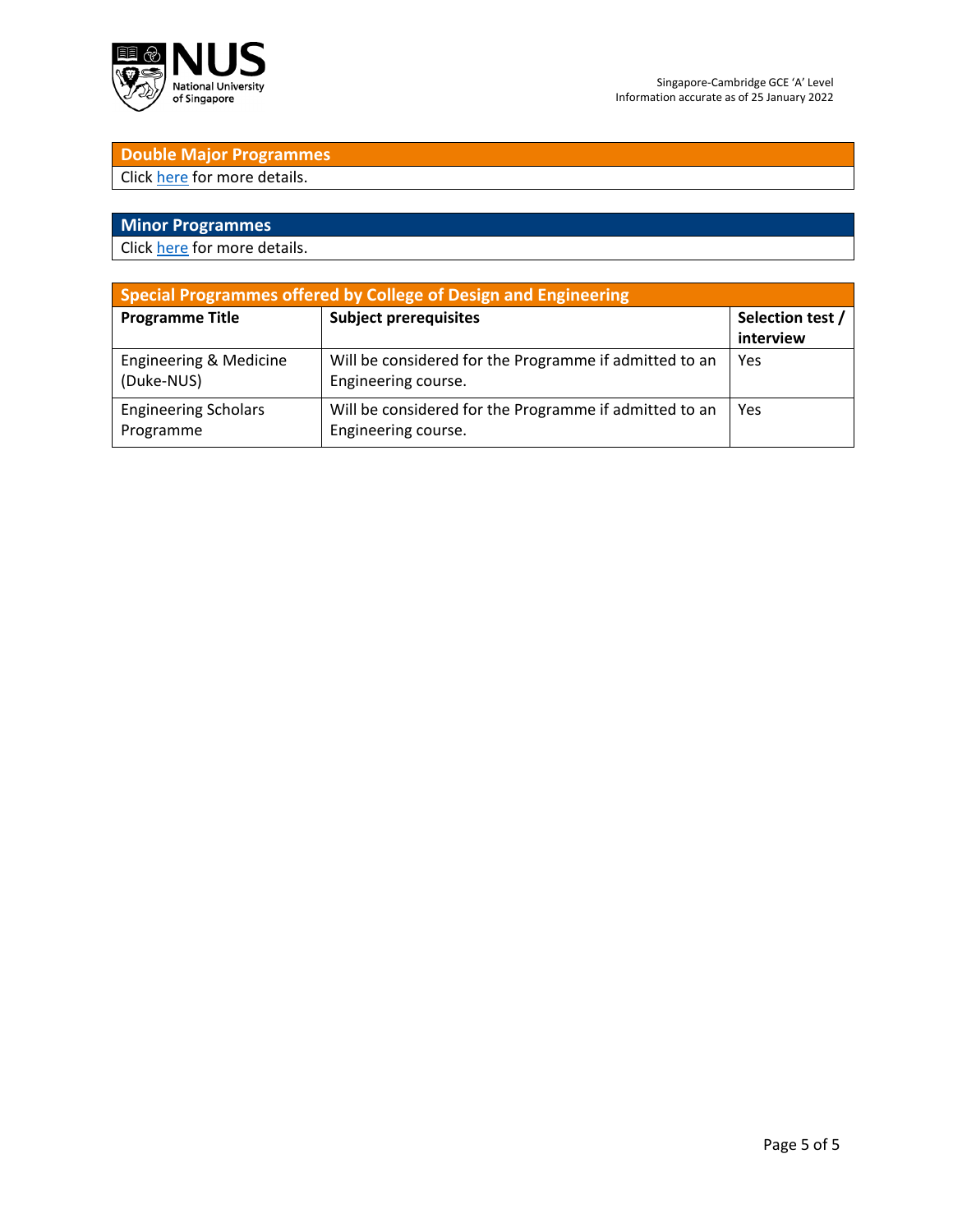## Double Major Programmes

Click here for more details.

## Minor Programmes

Click here for more details.

## Special Programmes offered by College of Design and Engineering

| Programme Title | Subject prerequisites | Selection test / interview |
| --- | --- | --- |
| Engineering & Medicine (Duke-NUS) | Will be considered for the Programme if admitted to an Engineering course. | Yes |
| Engineering Scholars Programme | Will be considered for the Programme if admitted to an Engineering course. | Yes |